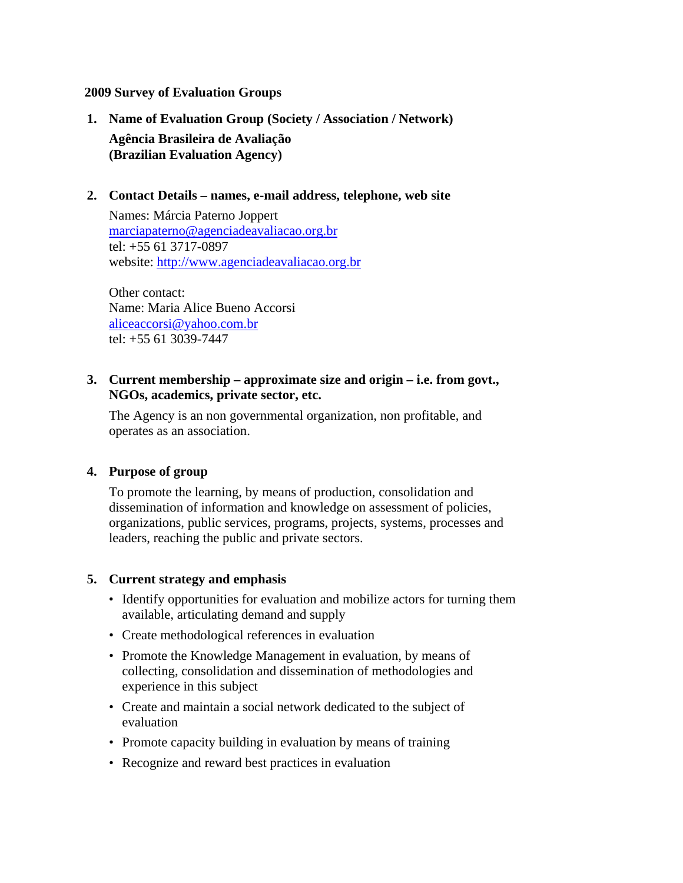**2009 Survey of Evaluation Groups**

1. **Name of Evaluation Group (Society / Association / Network)**

   **Agência Brasileira de Avaliação**
   **(Brazilian Evaluation Agency)**

2. **Contact Details – names, e-mail address, telephone, web site**

   Names: Márcia Paterno Joppert
   marciapaterno@agenciadeavaliacao.org.br
   tel: +55 61 3717-0897
   website: http://www.agenciadeavaliacao.org.br

   Other contact:
   Name: Maria Alice Bueno Accorsi
   aliceaccorsi@yahoo.com.br
   tel: +55 61 3039-7447

3. **Current membership – approximate size and origin – i.e. from govt., NGOs, academics, private sector, etc.**

   The Agency is an non governmental organization, non profitable, and operates as an association.

4. **Purpose of group**

   To promote the learning, by means of production, consolidation and dissemination of information and knowledge on assessment of policies, organizations, public services, programs, projects, systems, processes and leaders, reaching the public and private sectors.

5. **Current strategy and emphasis**

   - Identify opportunities for evaluation and mobilize actors for turning them available, articulating demand and supply
   - Create methodological references in evaluation
   - Promote the Knowledge Management in evaluation, by means of collecting, consolidation and dissemination of methodologies and experience in this subject
   - Create and maintain a social network dedicated to the subject of evaluation
   - Promote capacity building in evaluation by means of training
   - Recognize and reward best practices in evaluation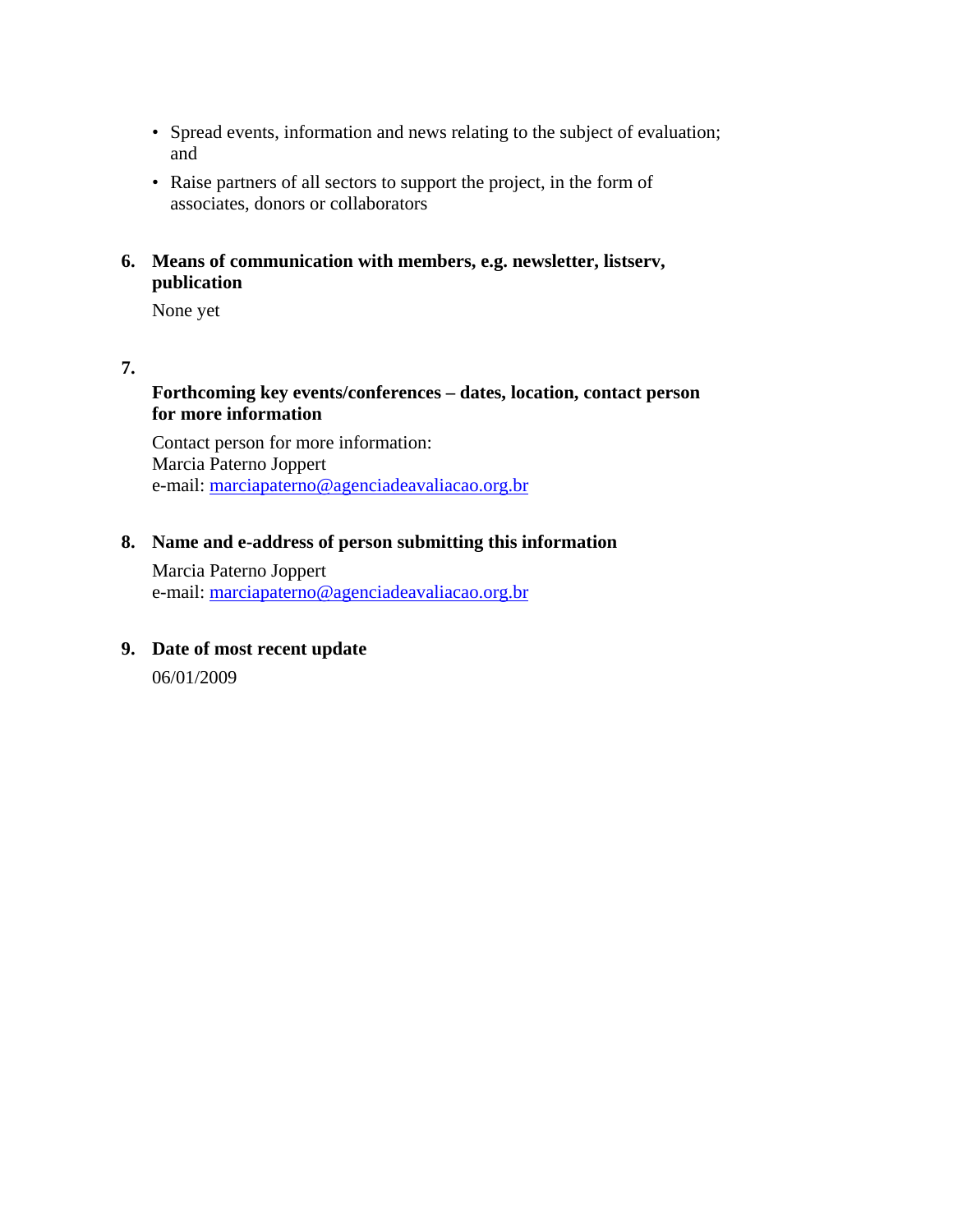- Spread events, information and news relating to the subject of evaluation; and
- Raise partners of all sectors to support the project, in the form of associates, donors or collaborators

**6. Means of communication with members, e.g. newsletter, listserv, publication**

None yet

**7.**

**Forthcoming key events/conferences – dates, location, contact person for more information**

Contact person for more information:
Marcia Paterno Joppert
e-mail: marciapaterno@agenciadeavaliacao.org.br

**8. Name and e-address of person submitting this information**

Marcia Paterno Joppert
e-mail: marciapaterno@agenciadeavaliacao.org.br

**9. Date of most recent update**

06/01/2009